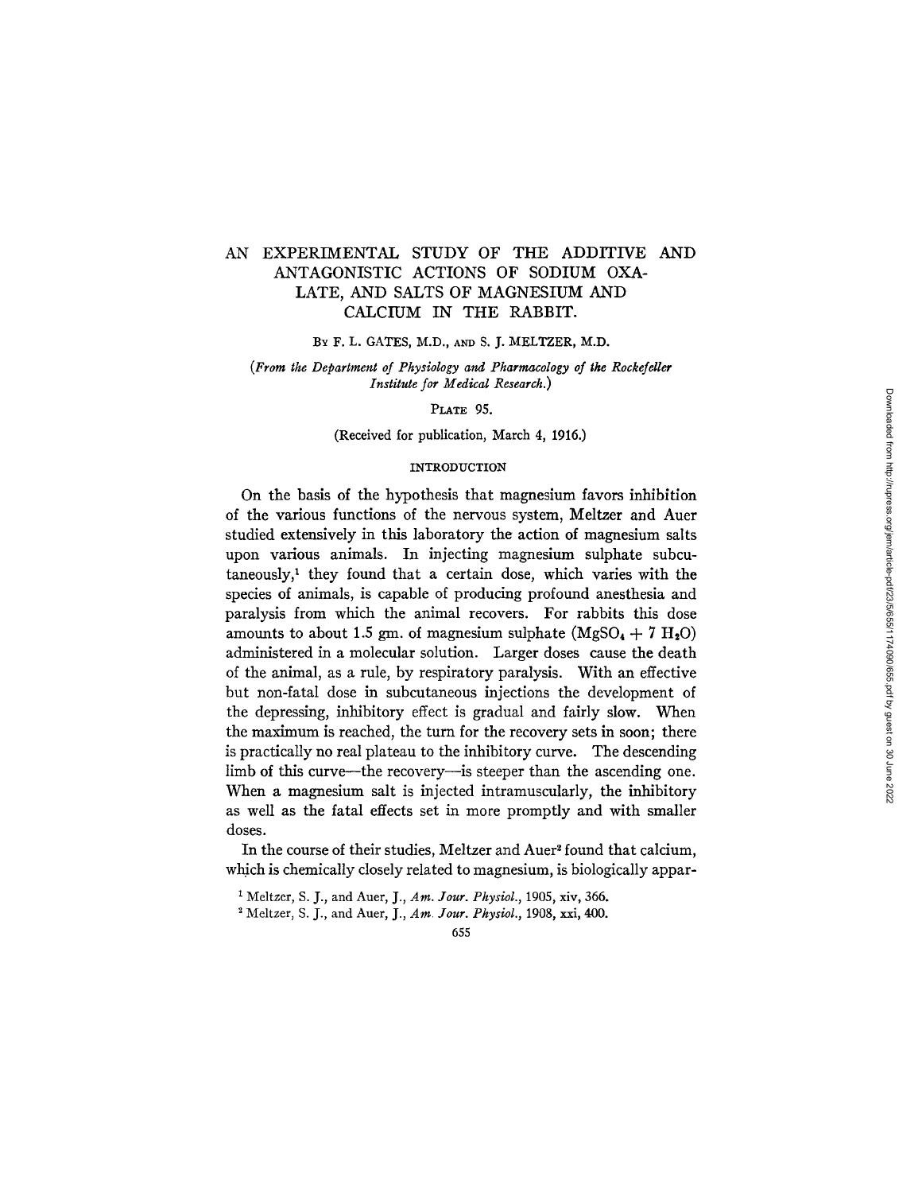# AN EXPERIMENTAL STUDY OF THE ADDITIVE AND ANTAGONISTIC ACTIONS OF SODIUM OXALATE, AND SALTS OF MAGNESIUM AND CALCIUM IN THE RABBIT.

BY F. L. GATES, M.D., AND S. J. MELTZER, M.D.

*(From the Department of Physiology and Pharmacology of the Rockefeller Institute for Medical Research.)*

PLATE 95.

(Received for publication, March 4, 1916.)

## INTRODUCTION

On the basis of the hypothesis that magnesium favors inhibition of the various functions of the nervous system, Meltzer and Auer studied extensively in this laboratory the action of magnesium salts upon various animals. In injecting magnesium sulphate subcutaneously,[1] they found that a certain dose, which varies with the species of animals, is capable of producing profound anesthesia and paralysis from which the animal recovers. For rabbits this dose amounts to about 1.5 gm. of magnesium sulphate ($MgSO_4 + 7\ H_2O$) administered in a molecular solution. Larger doses cause the death of the animal, as a rule, by respiratory paralysis. With an effective but non-fatal dose in subcutaneous injections the development of the depressing, inhibitory effect is gradual and fairly slow. When the maximum is reached, the turn for the recovery sets in soon; there is practically no real plateau to the inhibitory curve. The descending limb of this curve—the recovery—is steeper than the ascending one. When a magnesium salt is injected intramuscularly, the inhibitory as well as the fatal effects set in more promptly and with smaller doses.

In the course of their studies, Meltzer and Auer[2] found that calcium, which is chemically closely related to magnesium, is biologically appar-

[1] Meltzer, S. J., and Auer, J., *Am. Jour. Physiol.*, 1905, xiv, 366.

[2] Meltzer, S. J., and Auer, J., *Am. Jour. Physiol.*, 1908, xxi, 400.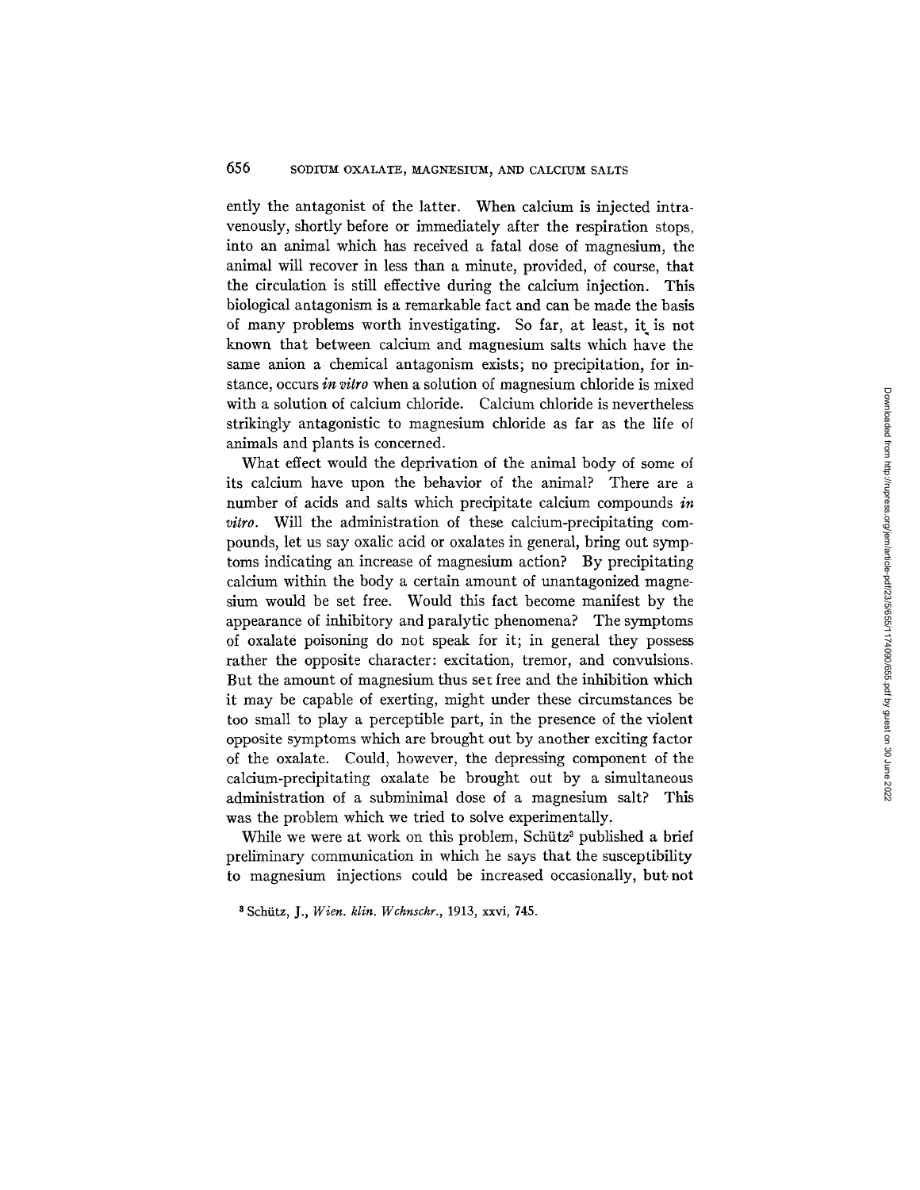ently the antagonist of the latter. When calcium is injected intravenously, shortly before or immediately after the respiration stops, into an animal which has received a fatal dose of magnesium, the animal will recover in less than a minute, provided, of course, that the circulation is still effective during the calcium injection. This biological antagonism is a remarkable fact and can be made the basis of many problems worth investigating. So far, at least, it is not known that between calcium and magnesium salts which have the same anion a chemical antagonism exists; no precipitation, for instance, occurs *in vitro* when a solution of magnesium chloride is mixed with a solution of calcium chloride. Calcium chloride is nevertheless strikingly antagonistic to magnesium chloride as far as the life of animals and plants is concerned.

What effect would the deprivation of the animal body of some of its calcium have upon the behavior of the animal? There are a number of acids and salts which precipitate calcium compounds *in vitro*. Will the administration of these calcium-precipitating compounds, let us say oxalic acid or oxalates in general, bring out symptoms indicating an increase of magnesium action? By precipitating calcium within the body a certain amount of unantagonized magnesium would be set free. Would this fact become manifest by the appearance of inhibitory and paralytic phenomena? The symptoms of oxalate poisoning do not speak for it; in general they possess rather the opposite character: excitation, tremor, and convulsions. But the amount of magnesium thus set free and the inhibition which it may be capable of exerting, might under these circumstances be too small to play a perceptible part, in the presence of the violent opposite symptoms which are brought out by another exciting factor of the oxalate. Could, however, the depressing component of the calcium-precipitating oxalate be brought out by a simultaneous administration of a subminimal dose of a magnesium salt? This was the problem which we tried to solve experimentally.

While we were at work on this problem, Schütz[3] published a brief preliminary communication in which he says that the susceptibility to magnesium injections could be increased occasionally, but not

[3] Schütz, J., *Wien. klin. Wchnschr.*, 1913, xxvi, 745.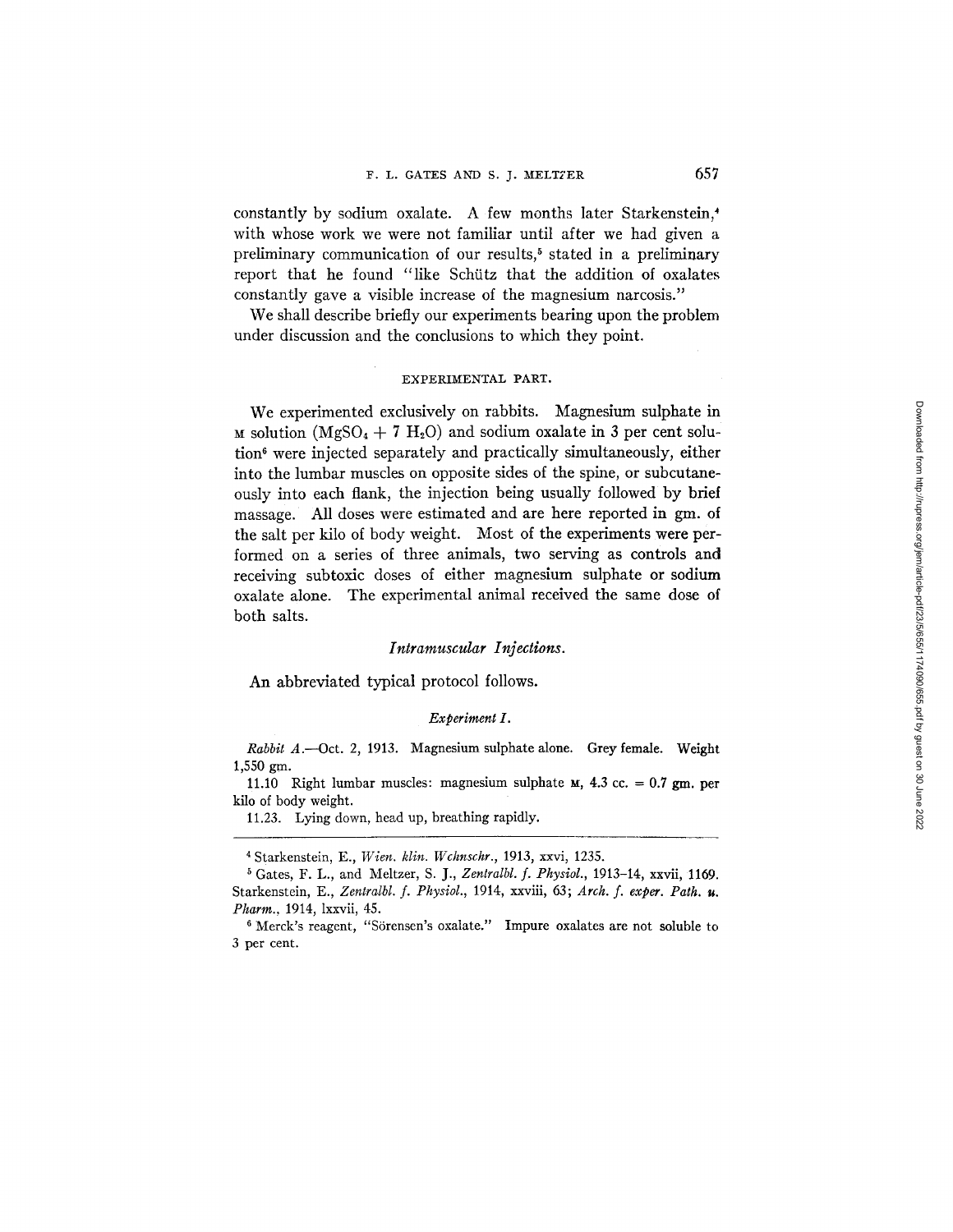constantly by sodium oxalate. A few months later Starkenstein,[4] with whose work we were not familiar until after we had given a preliminary communication of our results,[5] stated in a preliminary report that he found "like Schütz that the addition of oxalates constantly gave a visible increase of the magnesium narcosis."

We shall describe briefly our experiments bearing upon the problem under discussion and the conclusions to which they point.

## EXPERIMENTAL PART.

We experimented exclusively on rabbits. Magnesium sulphate in M solution ($MgSO_4 + 7\ H_2O$) and sodium oxalate in 3 per cent solution[6] were injected separately and practically simultaneously, either into the lumbar muscles on opposite sides of the spine, or subcutaneously into each flank, the injection being usually followed by brief massage. All doses were estimated and are here reported in gm. of the salt per kilo of body weight. Most of the experiments were performed on a series of three animals, two serving as controls and receiving subtoxic doses of either magnesium sulphate or sodium oxalate alone. The experimental animal received the same dose of both salts.

### *Intramuscular Injections.*

An abbreviated typical protocol follows.

#### *Experiment I.*

*Rabbit A.*—Oct. 2, 1913. Magnesium sulphate alone. Grey female. Weight 1,550 gm.

11.10 Right lumbar muscles: magnesium sulphate M, 4.3 cc. = 0.7 gm. per kilo of body weight.

11.23. Lying down, head up, breathing rapidly.

---

[4] Starkenstein, E., *Wien. klin. Wchnschr.*, 1913, xxvi, 1235.

[5] Gates, F. L., and Meltzer, S. J., *Zentralbl. f. Physiol.*, 1913–14, xxvii, 1169. Starkenstein, E., *Zentralbl. f. Physiol.*, 1914, xxviii, 63; *Arch. f. exper. Path. u. Pharm.*, 1914, lxxvii, 45.

[6] Merck's reagent, "Sörensen's oxalate." Impure oxalates are not soluble to 3 per cent.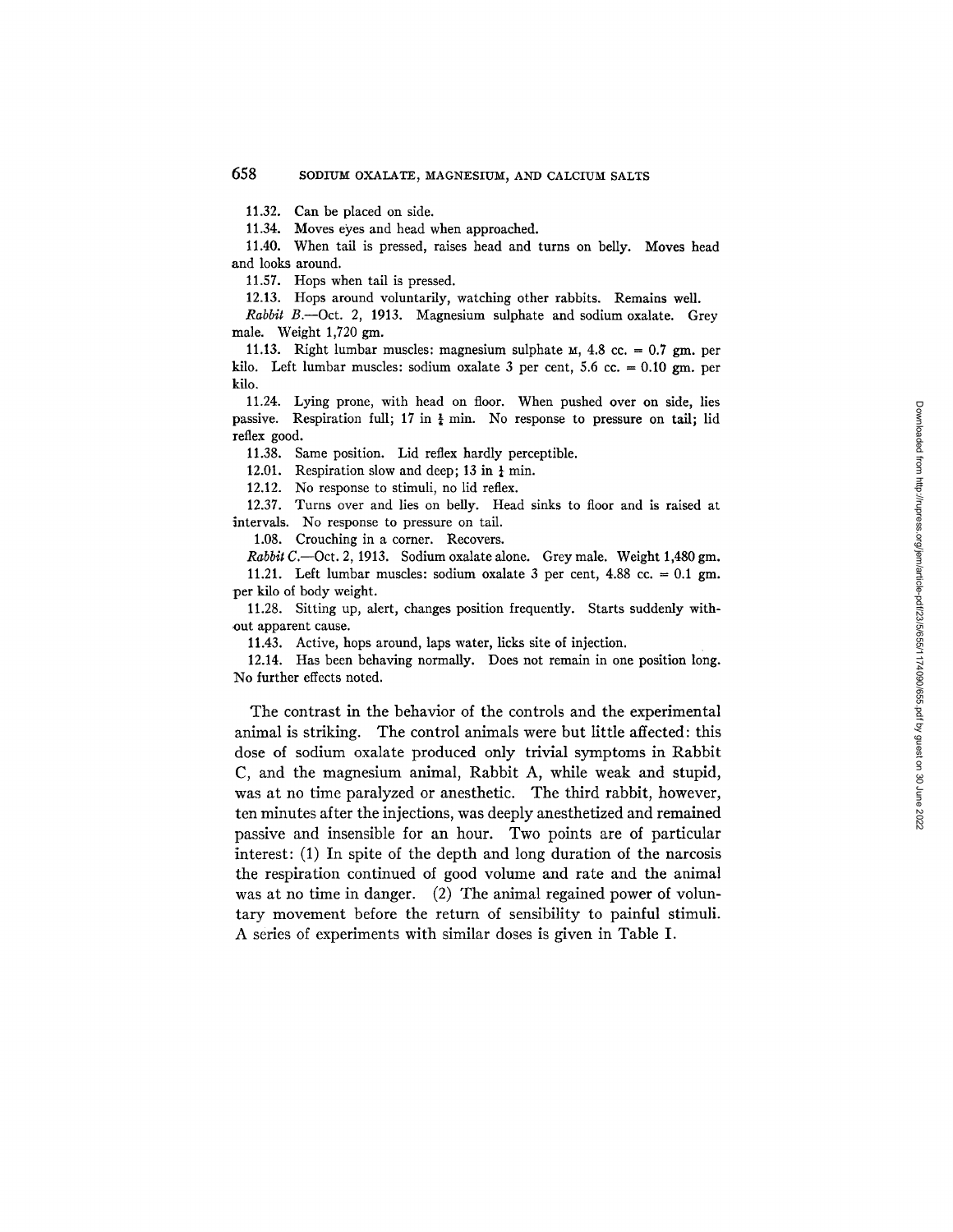11.32. Can be placed on side.

11.34. Moves eyes and head when approached.

11.40. When tail is pressed, raises head and turns on belly. Moves head and looks around.

11.57. Hops when tail is pressed.

12.13. Hops around voluntarily, watching other rabbits. Remains well.

*Rabbit B.*—Oct. 2, 1913. Magnesium sulphate and sodium oxalate. Grey male. Weight 1,720 gm.

11.13. Right lumbar muscles: magnesium sulphate M, 4.8 cc. = 0.7 gm. per kilo. Left lumbar muscles: sodium oxalate 3 per cent, 5.6 cc. = 0.10 gm. per kilo.

11.24. Lying prone, with head on floor. When pushed over on side, lies passive. Respiration full; 17 in $\frac{1}{4}$ min. No response to pressure on tail; lid reflex good.

11.38. Same position. Lid reflex hardly perceptible.

12.01. Respiration slow and deep; 13 in $\frac{1}{4}$ min.

12.12. No response to stimuli, no lid reflex.

12.37. Turns over and lies on belly. Head sinks to floor and is raised at intervals. No response to pressure on tail.

1.08. Crouching in a corner. Recovers.

*Rabbit C.*—Oct. 2, 1913. Sodium oxalate alone. Grey male. Weight 1,480 gm.

11.21. Left lumbar muscles: sodium oxalate 3 per cent, 4.88 cc. = 0.1 gm. per kilo of body weight.

11.28. Sitting up, alert, changes position frequently. Starts suddenly without apparent cause.

11.43. Active, hops around, laps water, licks site of injection.

12.14. Has been behaving normally. Does not remain in one position long. No further effects noted.

The contrast in the behavior of the controls and the experimental animal is striking. The control animals were but little affected: this dose of sodium oxalate produced only trivial symptoms in Rabbit C, and the magnesium animal, Rabbit A, while weak and stupid, was at no time paralyzed or anesthetic. The third rabbit, however, ten minutes after the injections, was deeply anesthetized and remained passive and insensible for an hour. Two points are of particular interest: (1) In spite of the depth and long duration of the narcosis the respiration continued of good volume and rate and the animal was at no time in danger. (2) The animal regained power of voluntary movement before the return of sensibility to painful stimuli. A series of experiments with similar doses is given in Table I.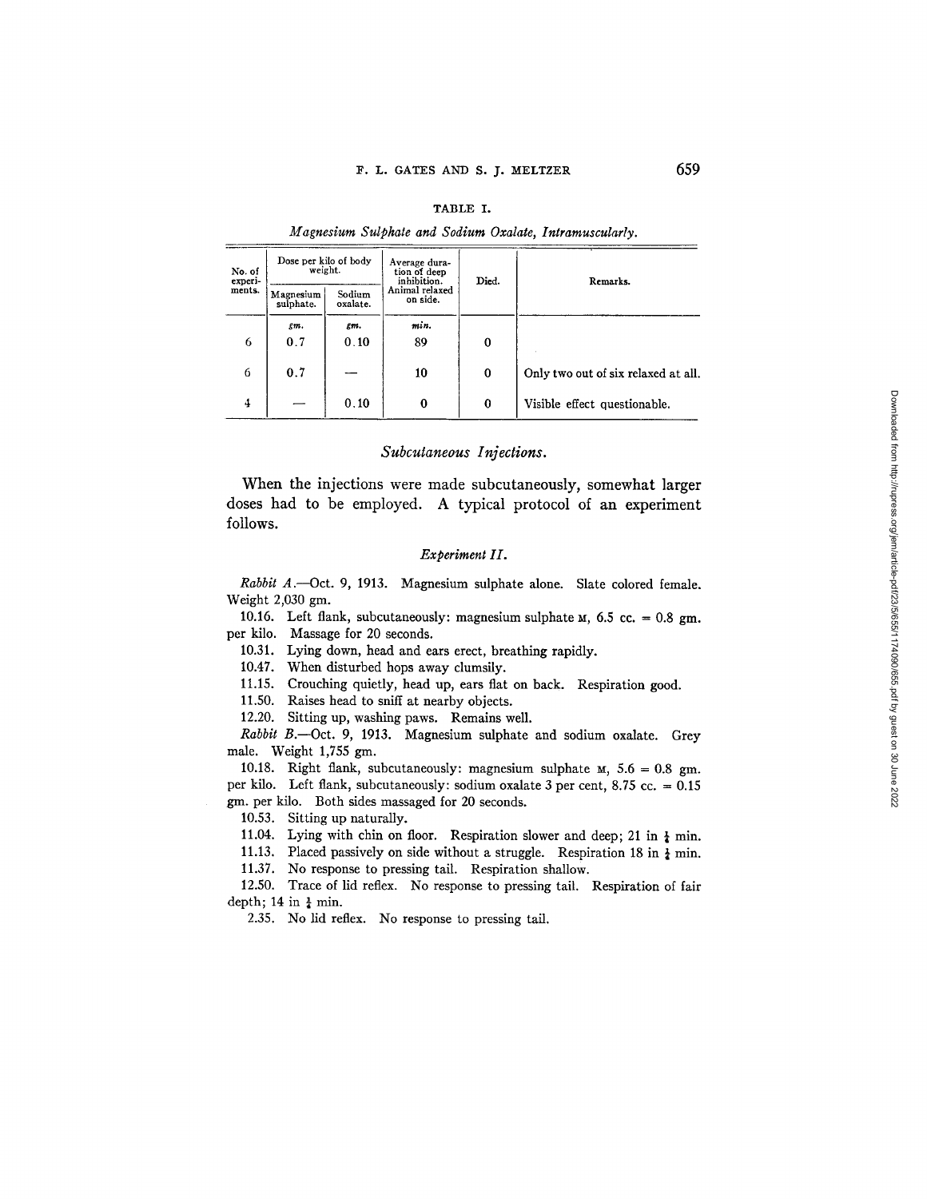TABLE I.

*Magnesium Sulphate and Sodium Oxalate, Intramuscularly.*

| No. of experiments. | Dose per kilo of body weight. | | Average duration of deep inhibition. Animal relaxed on side. | Died. | Remarks. |
|---|---|---|---|---|---|
| | Magnesium sulphate. | Sodium oxalate. | | | |
| | *gm.* | *gm.* | *min.* | | |
| 6 | 0.7 | 0.10 | 89 | 0 | |
| 6 | 0.7 | — | 10 | 0 | Only two out of six relaxed at all. |
| 4 | — | 0.10 | 0 | 0 | Visible effect questionable. |

### *Subcutaneous Injections.*

When the injections were made subcutaneously, somewhat larger doses had to be employed. A typical protocol of an experiment follows.

#### *Experiment II.*

*Rabbit A.*—Oct. 9, 1913. Magnesium sulphate alone. Slate colored female. Weight 2,030 gm.

10.16. Left flank, subcutaneously: magnesium sulphate M, 6.5 cc. = 0.8 gm. per kilo. Massage for 20 seconds.

10.31. Lying down, head and ears erect, breathing rapidly.

10.47. When disturbed hops away clumsily.

11.15. Crouching quietly, head up, ears flat on back. Respiration good.

11.50. Raises head to sniff at nearby objects.

12.20. Sitting up, washing paws. Remains well.

*Rabbit B.*—Oct. 9, 1913. Magnesium sulphate and sodium oxalate. Grey male. Weight 1,755 gm.

10.18. Right flank, subcutaneously: magnesium sulphate M, 5.6 = 0.8 gm. per kilo. Left flank, subcutaneously: sodium oxalate 3 per cent, 8.75 cc. = 0.15 gm. per kilo. Both sides massaged for 20 seconds.

10.53. Sitting up naturally.

11.04. Lying with chin on floor. Respiration slower and deep; 21 in $\frac{1}{4}$ min.

11.13. Placed passively on side without a struggle. Respiration 18 in $\frac{1}{4}$ min.

11.37. No response to pressing tail. Respiration shallow.

12.50. Trace of lid reflex. No response to pressing tail. Respiration of fair depth; 14 in $\frac{1}{4}$ min.

2.35. No lid reflex. No response to pressing tail.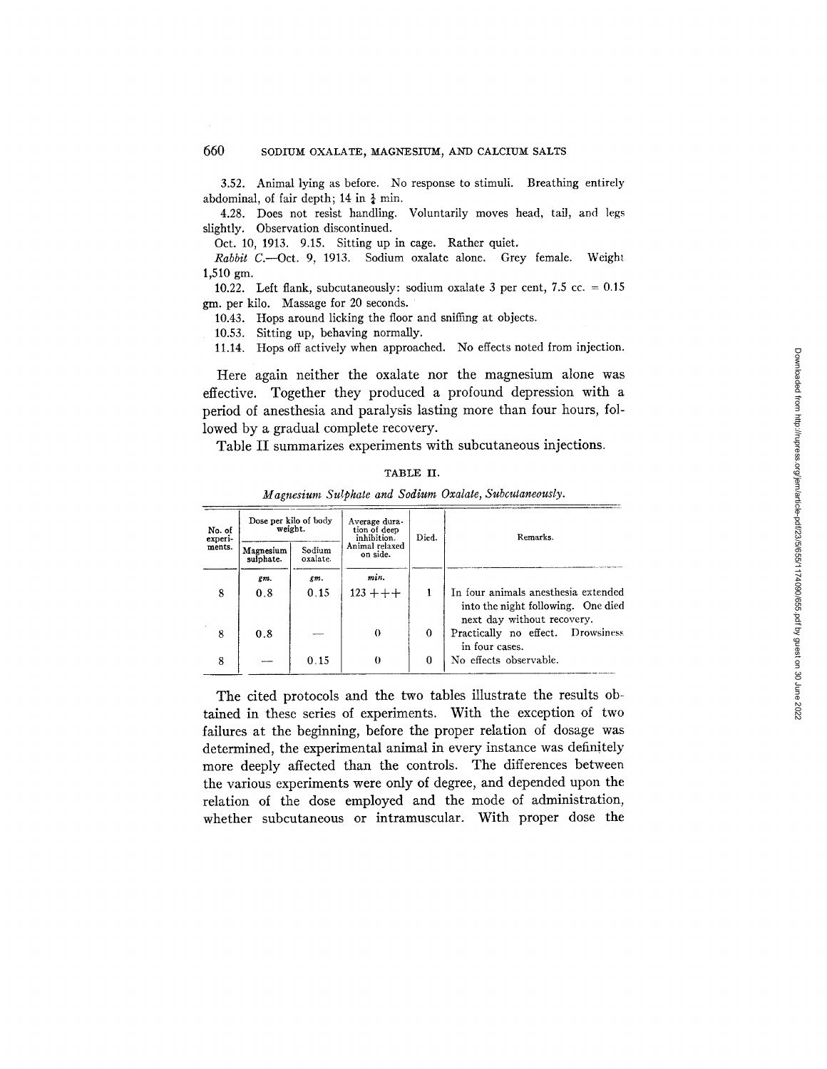3.52. Animal lying as before. No response to stimuli. Breathing entirely abdominal, of fair depth; 14 in ¼ min.

4.28. Does not resist handling. Voluntarily moves head, tail, and legs slightly. Observation discontinued.

Oct. 10, 1913. 9.15. Sitting up in cage. Rather quiet.

*Rabbit C.*—Oct. 9, 1913. Sodium oxalate alone. Grey female. Weight 1,510 gm.

10.22. Left flank, subcutaneously: sodium oxalate 3 per cent, 7.5 cc. = 0.15 gm. per kilo. Massage for 20 seconds.

10.43. Hops around licking the floor and sniffing at objects.

10.53. Sitting up, behaving normally.

11.14. Hops off actively when approached. No effects noted from injection.

Here again neither the oxalate nor the magnesium alone was effective. Together they produced a profound depression with a period of anesthesia and paralysis lasting more than four hours, followed by a gradual complete recovery.

Table II summarizes experiments with subcutaneous injections.

TABLE II.

*Magnesium Sulphate and Sodium Oxalate, Subcutaneously.*

| No. of experiments. | Dose per kilo of body weight. | | Average duration of deep inhibition. Animal relaxed on side. | Died. | Remarks. |
|---|---|---|---|---|---|
| | Magnesium sulphate. | Sodium oxalate. | | | |
| | *gm.* | *gm.* | *min.* | | |
| 8 | 0.8 | 0.15 | 123 +++ | 1 | In four animals anesthesia extended into the night following. One died next day without recovery. |
| 8 | 0.8 | — | 0 | 0 | Practically no effect. Drowsiness in four cases. |
| 8 | — | 0.15 | 0 | 0 | No effects observable. |

The cited protocols and the two tables illustrate the results obtained in these series of experiments. With the exception of two failures at the beginning, before the proper relation of dosage was determined, the experimental animal in every instance was definitely more deeply affected than the controls. The differences between the various experiments were only of degree, and depended upon the relation of the dose employed and the mode of administration, whether subcutaneous or intramuscular. With proper dose the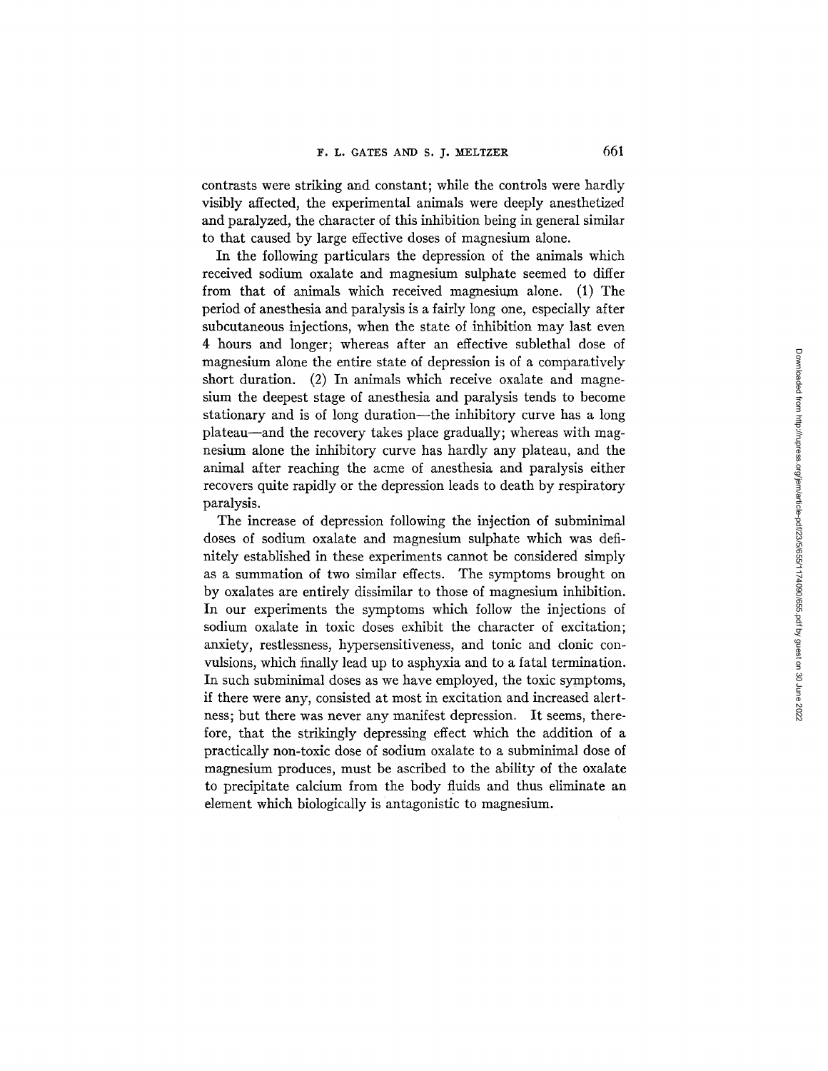contrasts were striking and constant; while the controls were hardly visibly affected, the experimental animals were deeply anesthetized and paralyzed, the character of this inhibition being in general similar to that caused by large effective doses of magnesium alone.

In the following particulars the depression of the animals which received sodium oxalate and magnesium sulphate seemed to differ from that of animals which received magnesium alone. (1) The period of anesthesia and paralysis is a fairly long one, especially after subcutaneous injections, when the state of inhibition may last even 4 hours and longer; whereas after an effective sublethal dose of magnesium alone the entire state of depression is of a comparatively short duration. (2) In animals which receive oxalate and magnesium the deepest stage of anesthesia and paralysis tends to become stationary and is of long duration—the inhibitory curve has a long plateau—and the recovery takes place gradually; whereas with magnesium alone the inhibitory curve has hardly any plateau, and the animal after reaching the acme of anesthesia and paralysis either recovers quite rapidly or the depression leads to death by respiratory paralysis.

The increase of depression following the injection of subminimal doses of sodium oxalate and magnesium sulphate which was definitely established in these experiments cannot be considered simply as a summation of two similar effects. The symptoms brought on by oxalates are entirely dissimilar to those of magnesium inhibition. In our experiments the symptoms which follow the injections of sodium oxalate in toxic doses exhibit the character of excitation; anxiety, restlessness, hypersensitiveness, and tonic and clonic convulsions, which finally lead up to asphyxia and to a fatal termination. In such subminimal doses as we have employed, the toxic symptoms, if there were any, consisted at most in excitation and increased alertness; but there was never any manifest depression. It seems, therefore, that the strikingly depressing effect which the addition of a practically non-toxic dose of sodium oxalate to a subminimal dose of magnesium produces, must be ascribed to the ability of the oxalate to precipitate calcium from the body fluids and thus eliminate an element which biologically is antagonistic to magnesium.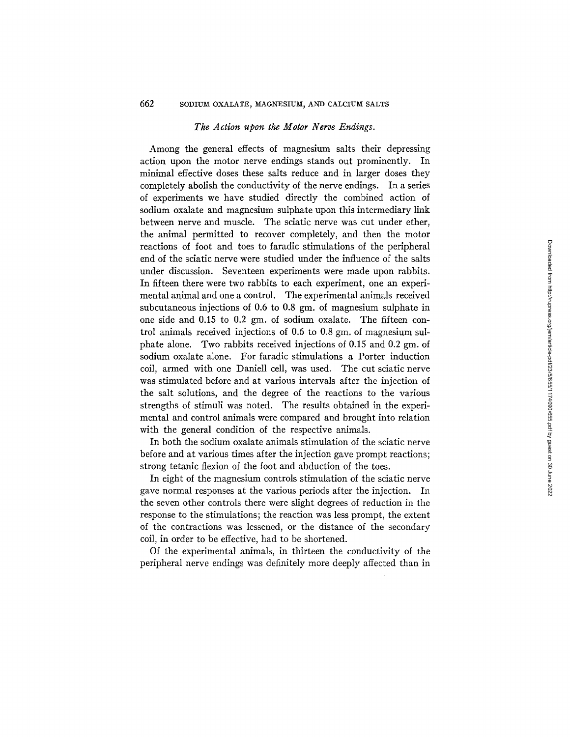### *The Action upon the Motor Nerve Endings.*

Among the general effects of magnesium salts their depressing action upon the motor nerve endings stands out prominently. In minimal effective doses these salts reduce and in larger doses they completely abolish the conductivity of the nerve endings. In a series of experiments we have studied directly the combined action of sodium oxalate and magnesium sulphate upon this intermediary link between nerve and muscle. The sciatic nerve was cut under ether, the animal permitted to recover completely, and then the motor reactions of foot and toes to faradic stimulations of the peripheral end of the sciatic nerve were studied under the influence of the salts under discussion. Seventeen experiments were made upon rabbits. In fifteen there were two rabbits to each experiment, one an experimental animal and one a control. The experimental animals received subcutaneous injections of 0.6 to 0.8 gm. of magnesium sulphate in one side and 0.15 to 0.2 gm. of sodium oxalate. The fifteen control animals received injections of 0.6 to 0.8 gm. of magnesium sulphate alone. Two rabbits received injections of 0.15 and 0.2 gm. of sodium oxalate alone. For faradic stimulations a Porter induction coil, armed with one Daniell cell, was used. The cut sciatic nerve was stimulated before and at various intervals after the injection of the salt solutions, and the degree of the reactions to the various strengths of stimuli was noted. The results obtained in the experimental and control animals were compared and brought into relation with the general condition of the respective animals.

In both the sodium oxalate animals stimulation of the sciatic nerve before and at various times after the injection gave prompt reactions; strong tetanic flexion of the foot and abduction of the toes.

In eight of the magnesium controls stimulation of the sciatic nerve gave normal responses at the various periods after the injection. In the seven other controls there were slight degrees of reduction in the response to the stimulations; the reaction was less prompt, the extent of the contractions was lessened, or the distance of the secondary coil, in order to be effective, had to be shortened.

Of the experimental animals, in thirteen the conductivity of the peripheral nerve endings was definitely more deeply affected than in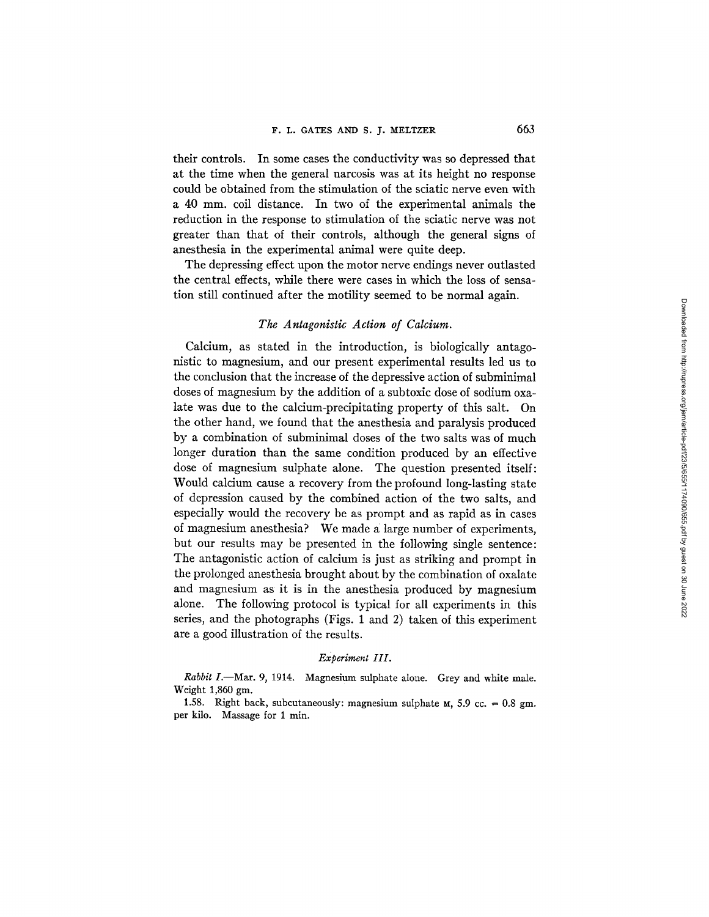their controls. In some cases the conductivity was so depressed that at the time when the general narcosis was at its height no response could be obtained from the stimulation of the sciatic nerve even with a 40 mm. coil distance. In two of the experimental animals the reduction in the response to stimulation of the sciatic nerve was not greater than that of their controls, although the general signs of anesthesia in the experimental animal were quite deep.

The depressing effect upon the motor nerve endings never outlasted the central effects, while there were cases in which the loss of sensation still continued after the motility seemed to be normal again.

### *The Antagonistic Action of Calcium.*

Calcium, as stated in the introduction, is biologically antagonistic to magnesium, and our present experimental results led us to the conclusion that the increase of the depressive action of subminimal doses of magnesium by the addition of a subtoxic dose of sodium oxalate was due to the calcium-precipitating property of this salt. On the other hand, we found that the anesthesia and paralysis produced by a combination of subminimal doses of the two salts was of much longer duration than the same condition produced by an effective dose of magnesium sulphate alone. The question presented itself: Would calcium cause a recovery from the profound long-lasting state of depression caused by the combined action of the two salts, and especially would the recovery be as prompt and as rapid as in cases of magnesium anesthesia? We made a large number of experiments, but our results may be presented in the following single sentence: The antagonistic action of calcium is just as striking and prompt in the prolonged anesthesia brought about by the combination of oxalate and magnesium as it is in the anesthesia produced by magnesium alone. The following protocol is typical for all experiments in this series, and the photographs (Figs. 1 and 2) taken of this experiment are a good illustration of the results.

#### *Experiment III.*

*Rabbit I.*—Mar. 9, 1914. Magnesium sulphate alone. Grey and white male. Weight 1,860 gm.

1.58. Right back, subcutaneously: magnesium sulphate M, 5.9 cc. = 0.8 gm. per kilo. Massage for 1 min.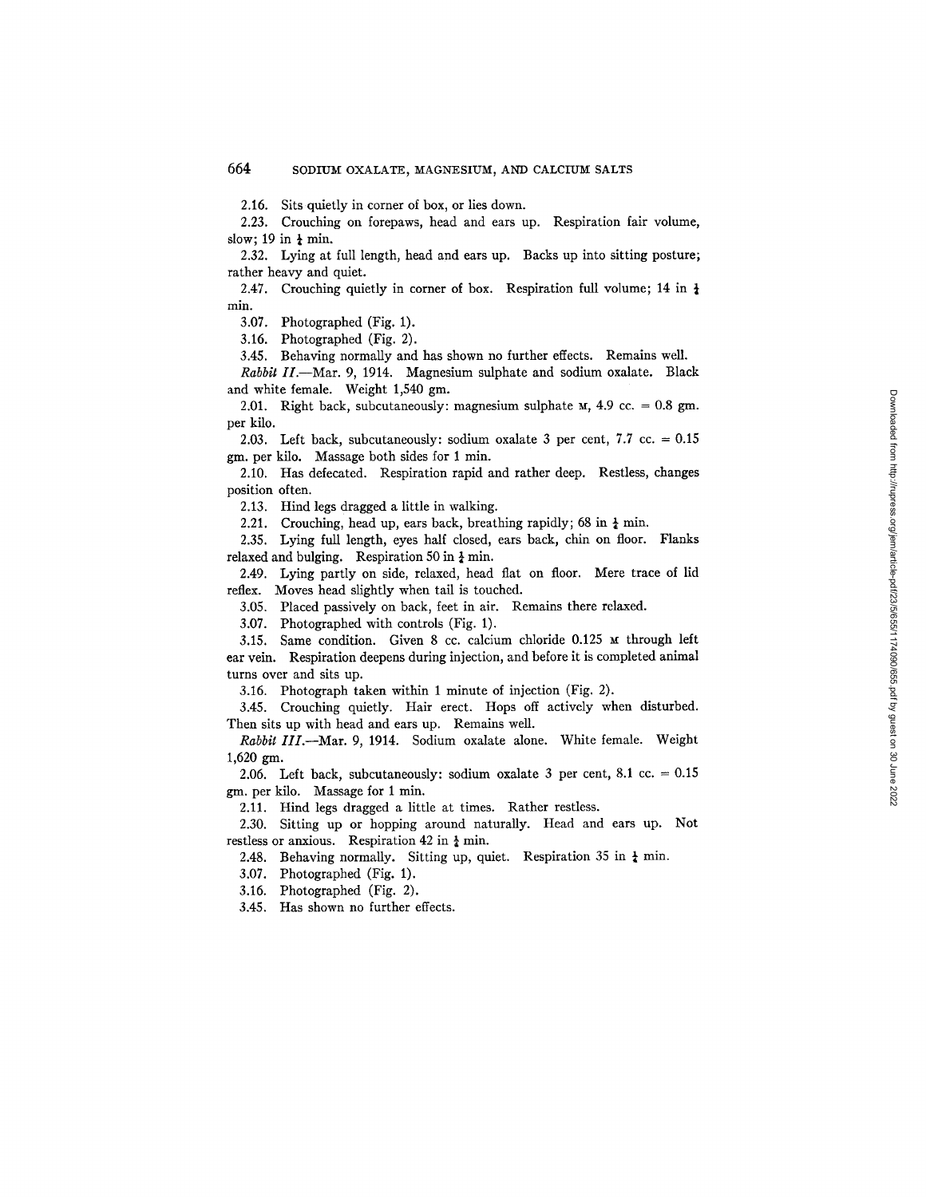2.16. Sits quietly in corner of box, or lies down.

2.23. Crouching on forepaws, head and ears up. Respiration fair volume, slow; 19 in ½ min.

2.32. Lying at full length, head and ears up. Backs up into sitting posture; rather heavy and quiet.

2.47. Crouching quietly in corner of box. Respiration full volume; 14 in ½ min.

3.07. Photographed (Fig. 1).

3.16. Photographed (Fig. 2).

3.45. Behaving normally and has shown no further effects. Remains well.

*Rabbit II.*—Mar. 9, 1914. Magnesium sulphate and sodium oxalate. Black and white female. Weight 1,540 gm.

2.01. Right back, subcutaneously: magnesium sulphate M, 4.9 cc. = 0.8 gm. per kilo.

2.03. Left back, subcutaneously: sodium oxalate 3 per cent, 7.7 cc. = 0.15 gm. per kilo. Massage both sides for 1 min.

2.10. Has defecated. Respiration rapid and rather deep. Restless, changes position often.

2.13. Hind legs dragged a little in walking.

2.21. Crouching, head up, ears back, breathing rapidly; 68 in ½ min.

2.35. Lying full length, eyes half closed, ears back, chin on floor. Flanks relaxed and bulging. Respiration 50 in ½ min.

2.49. Lying partly on side, relaxed, head flat on floor. Mere trace of lid reflex. Moves head slightly when tail is touched.

3.05. Placed passively on back, feet in air. Remains there relaxed.

3.07. Photographed with controls (Fig. 1).

3.15. Same condition. Given 8 cc. calcium chloride 0.125 M through left ear vein. Respiration deepens during injection, and before it is completed animal turns over and sits up.

3.16. Photograph taken within 1 minute of injection (Fig. 2).

3.45. Crouching quietly. Hair erect. Hops off actively when disturbed. Then sits up with head and ears up. Remains well.

*Rabbit III.*—Mar. 9, 1914. Sodium oxalate alone. White female. Weight 1,620 gm.

2.06. Left back, subcutaneously: sodium oxalate 3 per cent, 8.1 cc. = 0.15 gm. per kilo. Massage for 1 min.

2.11. Hind legs dragged a little at times. Rather restless.

2.30. Sitting up or hopping around naturally. Head and ears up. Not restless or anxious. Respiration 42 in ½ min.

2.48. Behaving normally. Sitting up, quiet. Respiration 35 in ½ min.

3.07. Photographed (Fig. 1).

3.16. Photographed (Fig. 2).

3.45. Has shown no further effects.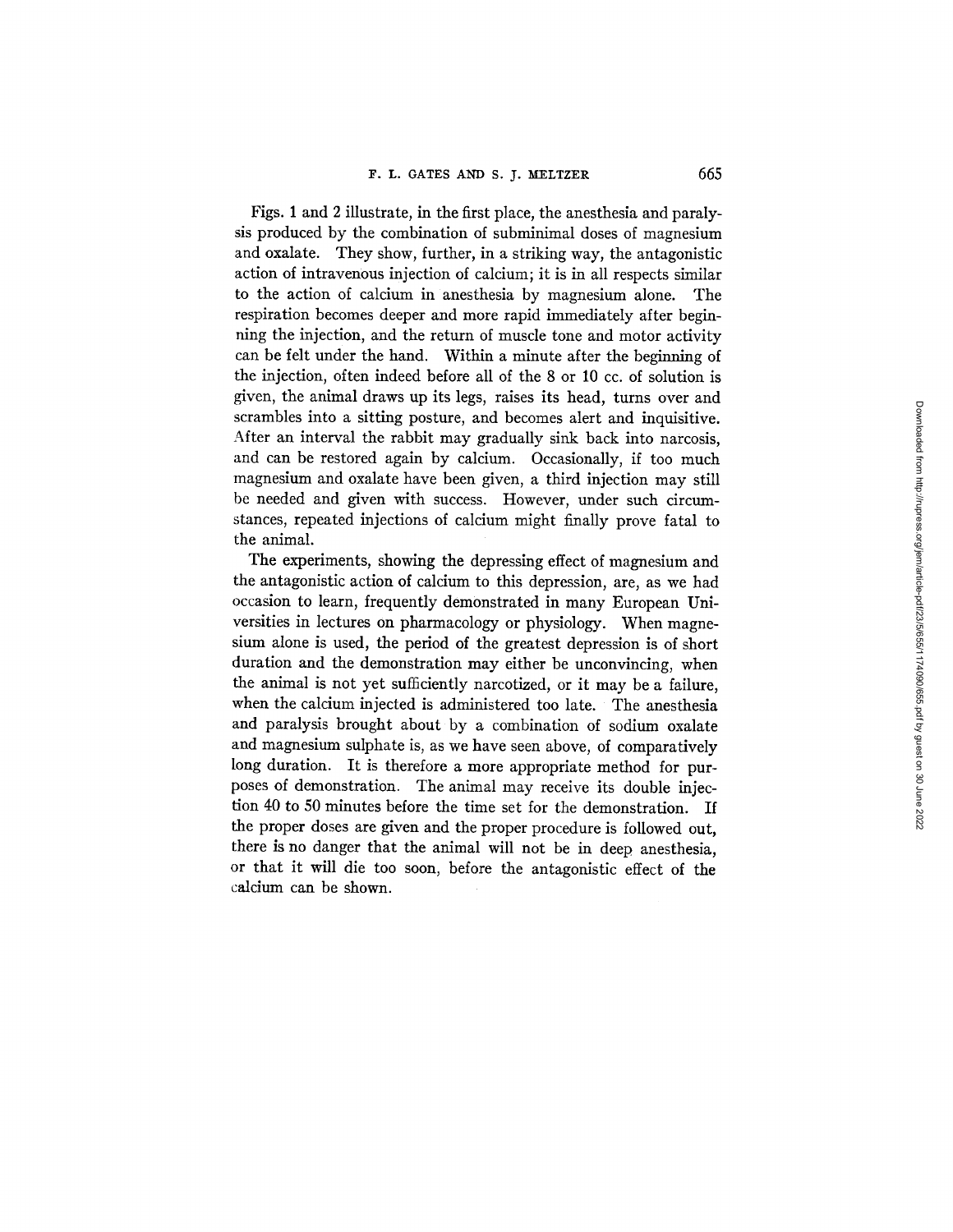Figs. 1 and 2 illustrate, in the first place, the anesthesia and paralysis produced by the combination of subminimal doses of magnesium and oxalate. They show, further, in a striking way, the antagonistic action of intravenous injection of calcium; it is in all respects similar to the action of calcium in anesthesia by magnesium alone. The respiration becomes deeper and more rapid immediately after beginning the injection, and the return of muscle tone and motor activity can be felt under the hand. Within a minute after the beginning of the injection, often indeed before all of the 8 or 10 cc. of solution is given, the animal draws up its legs, raises its head, turns over and scrambles into a sitting posture, and becomes alert and inquisitive. After an interval the rabbit may gradually sink back into narcosis, and can be restored again by calcium. Occasionally, if too much magnesium and oxalate have been given, a third injection may still be needed and given with success. However, under such circumstances, repeated injections of calcium might finally prove fatal to the animal.

The experiments, showing the depressing effect of magnesium and the antagonistic action of calcium to this depression, are, as we had occasion to learn, frequently demonstrated in many European Universities in lectures on pharmacology or physiology. When magnesium alone is used, the period of the greatest depression is of short duration and the demonstration may either be unconvincing, when the animal is not yet sufficiently narcotized, or it may be a failure, when the calcium injected is administered too late. The anesthesia and paralysis brought about by a combination of sodium oxalate and magnesium sulphate is, as we have seen above, of comparatively long duration. It is therefore a more appropriate method for purposes of demonstration. The animal may receive its double injection 40 to 50 minutes before the time set for the demonstration. If the proper doses are given and the proper procedure is followed out, there is no danger that the animal will not be in deep anesthesia, or that it will die too soon, before the antagonistic effect of the calcium can be shown.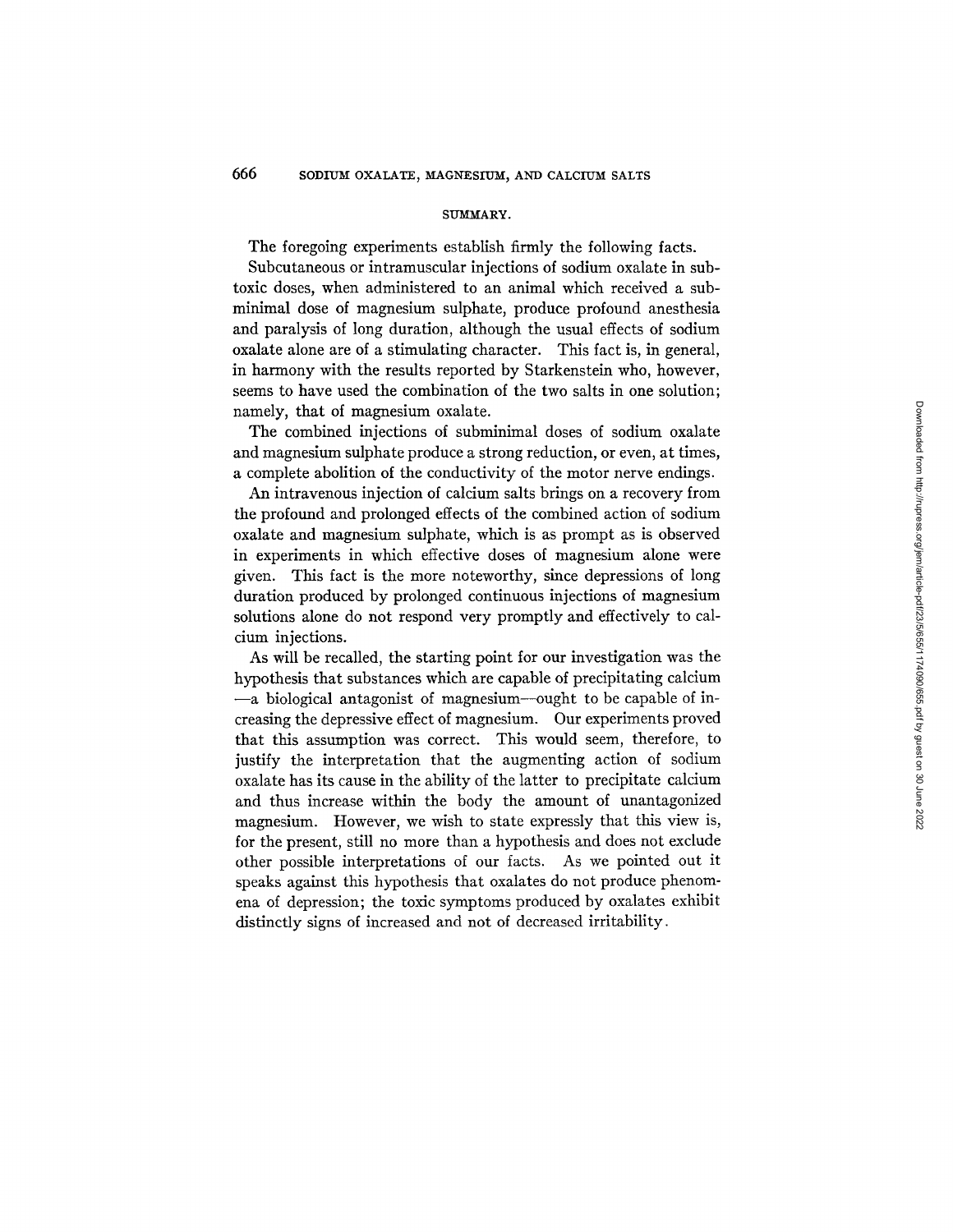## SUMMARY.

The foregoing experiments establish firmly the following facts.

Subcutaneous or intramuscular injections of sodium oxalate in subtoxic doses, when administered to an animal which received a subminimal dose of magnesium sulphate, produce profound anesthesia and paralysis of long duration, although the usual effects of sodium oxalate alone are of a stimulating character. This fact is, in general, in harmony with the results reported by Starkenstein who, however, seems to have used the combination of the two salts in one solution; namely, that of magnesium oxalate.

The combined injections of subminimal doses of sodium oxalate and magnesium sulphate produce a strong reduction, or even, at times, a complete abolition of the conductivity of the motor nerve endings.

An intravenous injection of calcium salts brings on a recovery from the profound and prolonged effects of the combined action of sodium oxalate and magnesium sulphate, which is as prompt as is observed in experiments in which effective doses of magnesium alone were given. This fact is the more noteworthy, since depressions of long duration produced by prolonged continuous injections of magnesium solutions alone do not respond very promptly and effectively to calcium injections.

As will be recalled, the starting point for our investigation was the hypothesis that substances which are capable of precipitating calcium —a biological antagonist of magnesium—ought to be capable of increasing the depressive effect of magnesium. Our experiments proved that this assumption was correct. This would seem, therefore, to justify the interpretation that the augmenting action of sodium oxalate has its cause in the ability of the latter to precipitate calcium and thus increase within the body the amount of unantagonized magnesium. However, we wish to state expressly that this view is, for the present, still no more than a hypothesis and does not exclude other possible interpretations of our facts. As we pointed out it speaks against this hypothesis that oxalates do not produce phenomena of depression; the toxic symptoms produced by oxalates exhibit distinctly signs of increased and not of decreased irritability.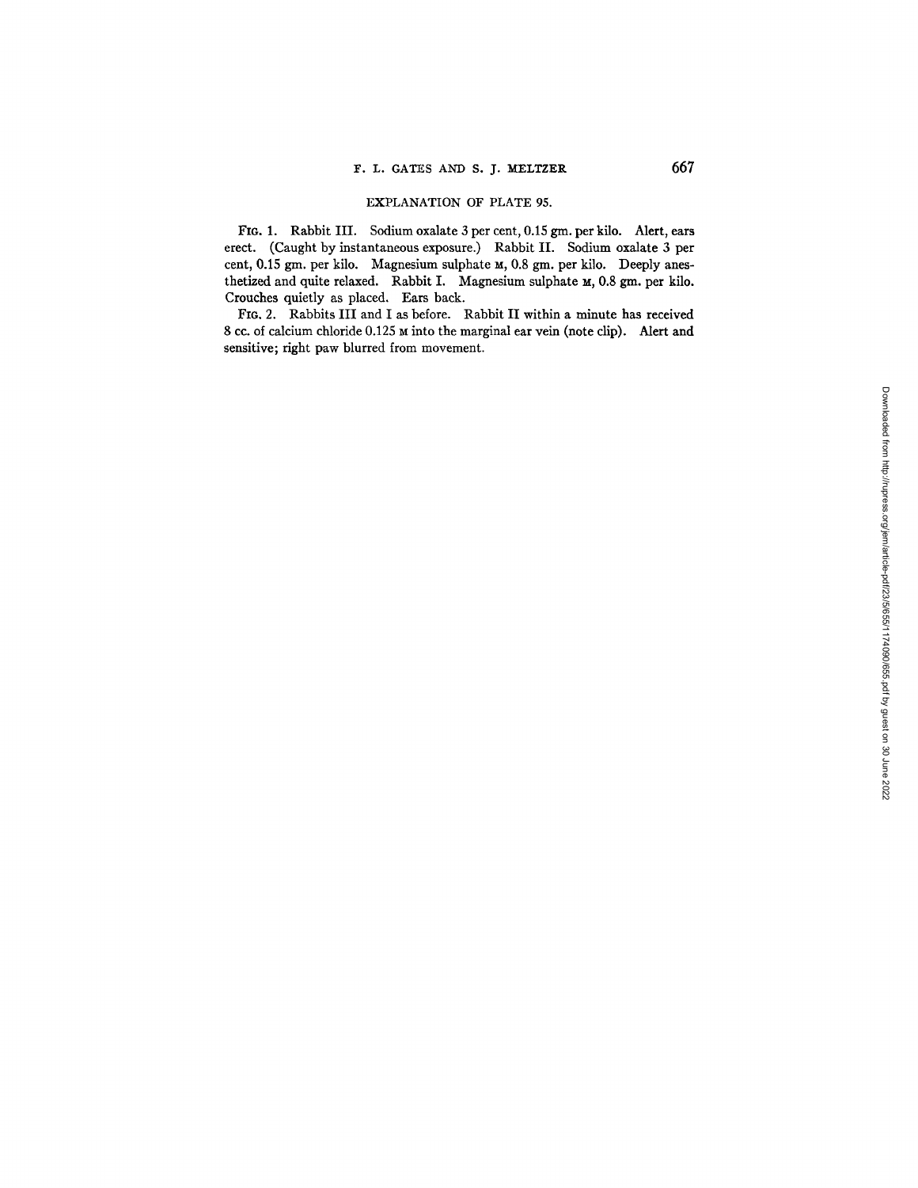## EXPLANATION OF PLATE 95.

FIG. 1. Rabbit III. Sodium oxalate 3 per cent, 0.15 gm. per kilo. Alert, ears erect. (Caught by instantaneous exposure.) Rabbit II. Sodium oxalate 3 per cent, 0.15 gm. per kilo. Magnesium sulphate M, 0.8 gm. per kilo. Deeply anesthetized and quite relaxed. Rabbit I. Magnesium sulphate M, 0.8 gm. per kilo. Crouches quietly as placed. Ears back.

FIG. 2. Rabbits III and I as before. Rabbit II within a minute has received 8 cc. of calcium chloride 0.125 M into the marginal ear vein (note clip). Alert and sensitive; right paw blurred from movement.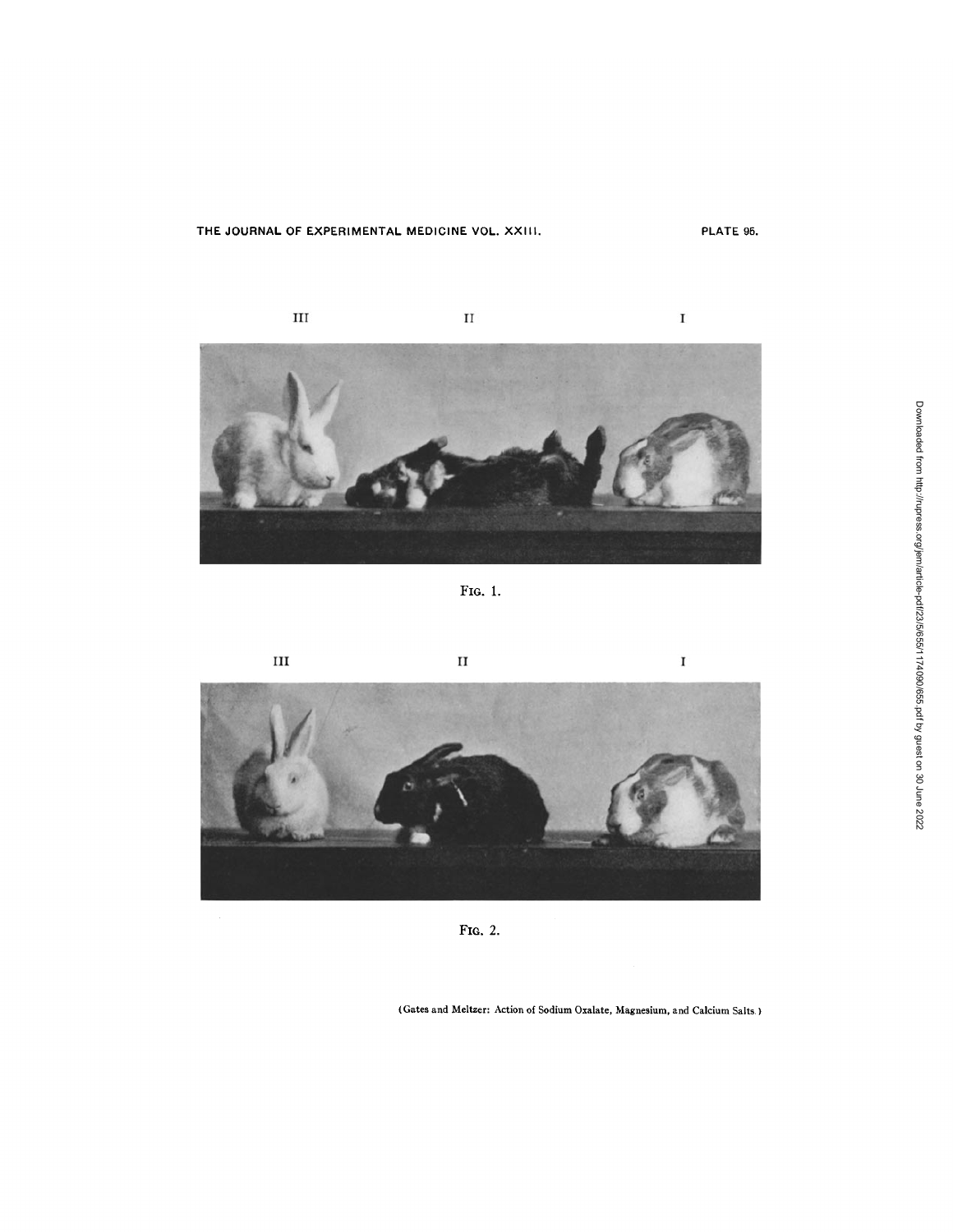III II I

Fig. 1.

III II I

Fig. 2.

(Gates and Meltzer: Action of Sodium Oxalate, Magnesium, and Calcium Salts.)